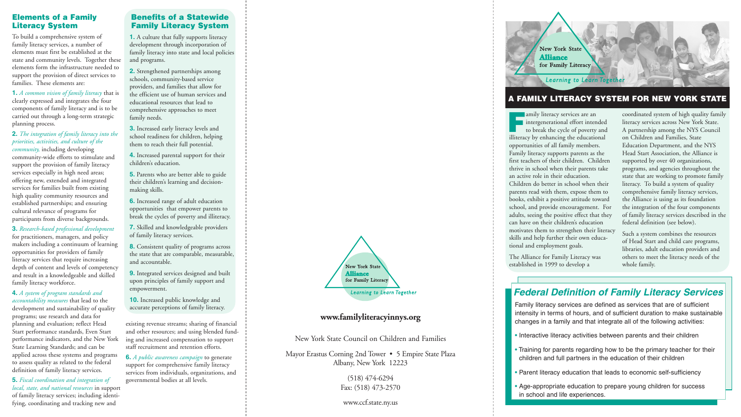## Elements of a Family Literacy System

To build a comprehensive system of family literacy services, a number of elements must first be established at the state and community levels. Together these elements form the infrastructure needed to support the provision of direct services to families. These elements are:

**1.** *A common vision of family literacy* that is clearly expressed and integrates the four components of family literacy and is to be carried out through a long-term strategic planning process.

**2.** *The integration of family literacy into the priorities, activities, and culture of the community,* including developing community-wide efforts to stimulate and support the provision of family literacy services especially in high need areas; offering new, extended and integrated services for families built from existing high quality community resources and established partnerships; and ensuring cultural relevance of programs for participants from diverse backgrounds.

**3.** *Research-based professional development* for practitioners, managers, and policy makers including a continuum of learning opportunities for providers of family literacy services that require increasing depth of content and levels of competency and result in a knowledgeable and skilled family literacy workforce.

**4.** *A system of program standards and accountability measures* that lead to the development and sustainability of quality programs; use research and data for planning and evaluation; reflect Head Start performance standards, Even Start performance indicators, and the New York State Learning Standards; and can be applied across these systems and programs to assess quality as related to the federal definition of family literacy services.

**5.** *Fiscal coordination and integration of local, state, and national resources* in support of family literacy services; including identifying, coordinating and tracking new and existing revenue streams; sharing of financial and other resources; and using blended funding and increased compensation to support staff recruitment and retention efforts.

**6.** *A public awareness campaign* to generate support for comprehensive family literacy services from individuals, organizations, and governmental bodies at all levels.

## Benefits of a Statewide Family Literacy System

**1.** A culture that fully supports literacy development through incorporation of family literacy into state and local policies and programs.

**2.** Strengthened partnerships among schools, community-based service providers, and families that allow for the efficient use of human services and educational resources that lead to comprehensive approaches to meet family needs.

**3.** Increased early literacy levels and school readiness for children, helping them to reach their full potential.

**4.** Increased parental support for their children's education.

**5.** Parents who are better able to guide their children's learning and decision-making skills.

**6.** Increased range of adult education opportunities that empower parents to break the cycles of poverty and illiteracy.

**7.** Skilled and knowledgeable providers of family literacy services.

**8.** Consistent quality of programs across the state that are comparable, measurable, and accountable.

**9.** Integrated services designed and built upon principles of family support and empowerment.

**10.** Increased public knowledge and accurate perceptions of family literacy.

New York State **Alliance** for Family Literacy

*Learning to Learn Together*

**www.familyliteracyinnys.org**

New York State Council on Children and Families

Mayor Erastus Corning 2nd Tower • 5 Empire State Plaza
Albany, New York 12223

(518) 474-6294
Fax: (518) 473-2570

www.ccf.state.ny.us

New York State **Alliance** for Family Literacy

*Learning to Learn Together*

# A FAMILY LITERACY SYSTEM FOR NEW YORK STATE

Family literacy services are an intergenerational effort intended to break the cycle of poverty and illiteracy by enhancing the educational opportunities of all family members. Family literacy supports parents as the first teachers of their children. Children thrive in school when their parents take an active role in their education. Children do better in school when their parents read with them, expose them to books, exhibit a positive attitude toward school, and provide encouragement. For adults, seeing the positive effect that they can have on their children's education motivates them to strengthen their literacy skills and help further their own educational and employment goals.

The Alliance for Family Literacy was established in 1999 to develop a coordinated system of high quality family literacy services across New York State. A partnership among the NYS Council on Children and Families, State Education Department, and the NYS Head Start Association, the Alliance is supported by over 40 organizations, programs, and agencies throughout the state that are working to promote family literacy. To build a system of quality comprehensive family literacy services, the Alliance is using as its foundation the integration of the four components of family literacy services described in the federal definition (see below).

Such a system combines the resources of Head Start and child care programs, libraries, adult education providers and others to meet the literacy needs of the whole family.

## Federal Definition of Family Literacy Services

Family literacy services are defined as services that are of sufficient intensity in terms of hours, and of sufficient duration to make sustainable changes in a family and that integrate all of the following activities:

- Interactive literacy activities between parents and their children
- Training for parents regarding how to be the primary teacher for their children and full partners in the education of their children
- Parent literacy education that leads to economic self-sufficiency
- Age-appropriate education to prepare young children for success in school and life experiences.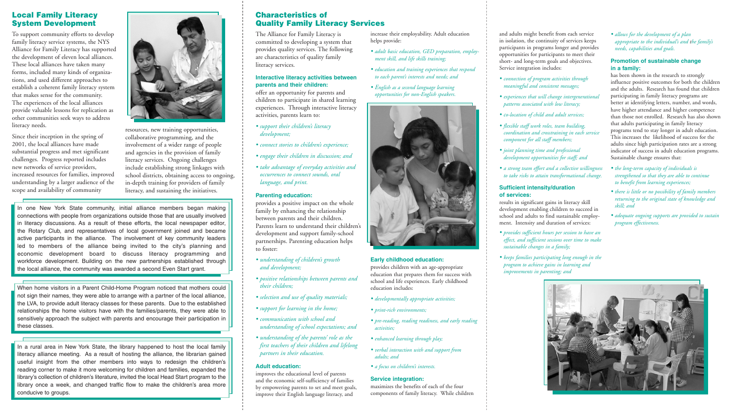## Local Family Literacy System Development

To support community efforts to develop family literacy service systems, the NYS Alliance for Family Literacy has supported the development of eleven local alliances. These local alliances have taken many forms, included many kinds of organizations, and used different approaches to establish a coherent family literacy system that makes sense for the community. The experiences of the local alliances provide valuable lessons for replication as other communities seek ways to address literacy needs.

Since their inception in the spring of 2001, the local alliances have made substantial progress and met significant challenges. Progress reported includes new networks of service providers, increased resources for families, improved understanding by a larger audience of the scope and availability of community resources, new training opportunities, collaborative programming, and the involvement of a wider range of people and agencies in the provision of family literacy services. Ongoing challenges include establishing strong linkages with school districts, obtaining access to ongoing, in-depth training for providers of family literacy, and sustaining the initiatives.

In one New York State community, initial alliance members began making connections with people from organizations outside those that are usually involved in literacy discussions. As a result of these efforts, the local newspaper editor, the Rotary Club, and representatives of local government joined and became active participants in the alliance. The involvement of key community leaders led to members of the alliance being invited to the city's planning and economic development board to discuss literacy programming and workforce development. Building on the new partnerships established through the local alliance, the community was awarded a second Even Start grant.

When home visitors in a Parent Child-Home Program noticed that mothers could not sign their names, they were able to arrange with a partner of the local alliance, the LVA, to provide adult literacy classes for these parents. Due to the established relationships the home visitors have with the families/parents, they were able to sensitively approach the subject with parents and encourage their participation in these classes.

In a rural area in New York State, the library happened to host the local family literacy alliance meeting. As a result of hosting the alliance, the librarian gained useful insight from the other members into ways to redesign the children's reading corner to make it more welcoming for children and families, expanded the library's collection of children's literature, invited the local Head Start program to the library once a week, and changed traffic flow to make the children's area more conducive to groups.

## Characteristics of Quality Family Literacy Services

The Alliance for Family Literacy is committed to developing a system that provides quality services. The following are characteristics of quality family literacy services.

### Interactive literacy activities between parents and their children:

offer an opportunity for parents and children to participate in shared learning experiences. Through interactive literacy activities, parents learn to:

- *support their children's literacy development;*
- *connect stories to children's experience;*
- *engage their children in discussion; and*
- *take advantage of everyday activities and occurrences to connect sounds, oral language, and print.*

### Parenting education:

provides a positive impact on the whole family by enhancing the relationship between parents and their children. Parents learn to understand their children's development and support family-school partnerships. Parenting education helps to foster:

- *understanding of children's growth and development;*
- *positive relationships between parents and their children;*
- *selection and use of quality materials;*
- *support for learning in the home;*
- *communication with school and understanding of school expectations; and*
- *understanding of the parents' role as the first teachers of their children and lifelong partners in their education.*

### Adult education:

improves the educational level of parents and the economic self-sufficiency of families by empowering parents to set and meet goals, improve their English language literacy, and increase their employability. Adult education helps provide:

- *adult basic education, GED preparation, employment skill, and life skills training;*
- *education and training experiences that respond to each parent's interests and needs; and*
- *English as a second language learning opportunities for non-English speakers.*

### Early childhood education:

provides children with an age-appropriate education that prepares them for success with school and life experiences. Early childhood education includes:

- *developmentally appropriate activities;*
- *print-rich environments;*
- *pre-reading, reading readiness, and early reading activities;*
- *enhanced learning through play;*
- *verbal interaction with and support from adults; and*
- *a focus on children's interests.*

### Service integration:

maximizes the benefits of each of the four components of family literacy. While children and adults might benefit from each service in isolation, the continuity of services keeps participants in programs longer and provides opportunities for participants to meet their short- and long-term goals and objectives. Service integration includes:

- *connection of program activities through meaningful and consistent messages;*
- *experiences that will change intergenerational patterns associated with low literacy;*
- *co-location of child and adult services;*
- *flexible staff work roles, team building, coordination and crosstraining in each service component for all staff members;*
- *joint planning time and professional development opportunities for staff; and*
- *a strong team effort and a collective willingness to take risks to attain transformational change.*

### Sufficient intensity/duration of services:

results in significant gains in literacy skill development enabling children to succeed in school and adults to find sustainable employment. Intensity and duration of services:

- *provides sufficient hours per session to have an effect, and sufficient sessions over time to make sustainable changes in a family;*
- *keeps families participating long enough in the program to achieve gains in learning and improvements in parenting; and*
- *allows for the development of a plan appropriate to the individual's and the family's needs, capabilities and goals.*

### Promotion of sustainable change in a family:

has been shown in the research to strongly influence positive outcomes for both the children and the adults. Research has found that children participating in family literacy programs are better at identifying letters, number, and words, have higher attendance and higher competence than those not enrolled. Research has also shown that adults participating in family literacy programs tend to stay longer in adult education. This increases the likelihood of success for the adults since high participation rates are a strong indicator of success in adult education programs. Sustainable change ensures that:

- *the long-term capacity of individuals is strengthened so that they are able to continue to benefit from learning experiences;*
- *there is little or no possibility of family members returning to the original state of knowledge and skill; and*
- *adequate ongoing supports are provided to sustain program effectiveness.*